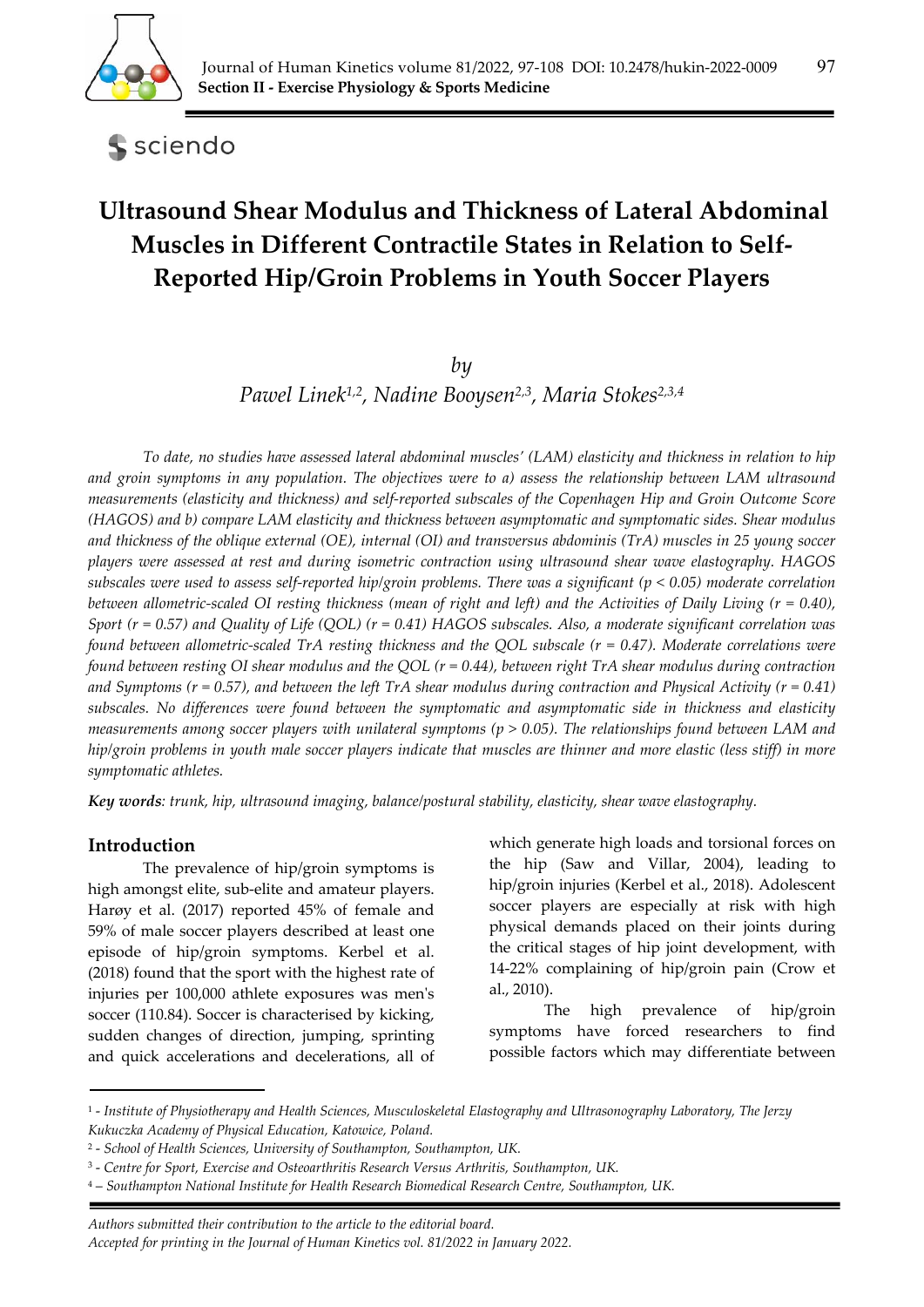# Ultrasound Shear Modulus and Thickness of Lateral Abdominal Muscles in Different Contractile States in Relation to Self-Reported Hip/Groin Problems in Youth Soccer Players

*by*

*Pawel Linek[1,2], Nadine Booysen[2,3], Maria Stokes[2,3,4]*

*To date, no studies have assessed lateral abdominal muscles' (LAM) elasticity and thickness in relation to hip and groin symptoms in any population. The objectives were to a) assess the relationship between LAM ultrasound measurements (elasticity and thickness) and self-reported subscales of the Copenhagen Hip and Groin Outcome Score (HAGOS) and b) compare LAM elasticity and thickness between asymptomatic and symptomatic sides. Shear modulus and thickness of the oblique external (OE), internal (OI) and transversus abdominis (TrA) muscles in 25 young soccer players were assessed at rest and during isometric contraction using ultrasound shear wave elastography. HAGOS subscales were used to assess self-reported hip/groin problems. There was a significant ($p < 0.05$) moderate correlation between allometric-scaled OI resting thickness (mean of right and left) and the Activities of Daily Living ($r = 0.40$), Sport ($r = 0.57$) and Quality of Life (QOL) ($r = 0.41$) HAGOS subscales. Also, a moderate significant correlation was found between allometric-scaled TrA resting thickness and the QOL subscale ($r = 0.47$). Moderate correlations were found between resting OI shear modulus and the QOL ($r = 0.44$), between right TrA shear modulus during contraction and Symptoms ($r = 0.57$), and between the left TrA shear modulus during contraction and Physical Activity ($r = 0.41$) subscales. No differences were found between the symptomatic and asymptomatic side in thickness and elasticity measurements among soccer players with unilateral symptoms ($p > 0.05$). The relationships found between LAM and hip/groin problems in youth male soccer players indicate that muscles are thinner and more elastic (less stiff) in more symptomatic athletes.*

***Key words**: trunk, hip, ultrasound imaging, balance/postural stability, elasticity, shear wave elastography.*

## Introduction

The prevalence of hip/groin symptoms is high amongst elite, sub-elite and amateur players. Harøy et al. (2017) reported 45% of female and 59% of male soccer players described at least one episode of hip/groin symptoms. Kerbel et al. (2018) found that the sport with the highest rate of injuries per 100,000 athlete exposures was men's soccer (110.84). Soccer is characterised by kicking, sudden changes of direction, jumping, sprinting and quick accelerations and decelerations, all of which generate high loads and torsional forces on the hip (Saw and Villar, 2004), leading to hip/groin injuries (Kerbel et al., 2018). Adolescent soccer players are especially at risk with high physical demands placed on their joints during the critical stages of hip joint development, with 14-22% complaining of hip/groin pain (Crow et al., 2010).

The high prevalence of hip/groin symptoms have forced researchers to find possible factors which may differentiate between

---

[1] - *Institute of Physiotherapy and Health Sciences, Musculoskeletal Elastography and Ultrasonography Laboratory, The Jerzy Kukuczka Academy of Physical Education, Katowice, Poland.*

[2] - *School of Health Sciences, University of Southampton, Southampton, UK.*

[3] - *Centre for Sport, Exercise and Osteoarthritis Research Versus Arthritis, Southampton, UK.*

[4] – *Southampton National Institute for Health Research Biomedical Research Centre, Southampton, UK.*

*Authors submitted their contribution to the article to the editorial board.*

*Accepted for printing in the Journal of Human Kinetics vol. 81/2022 in January 2022.*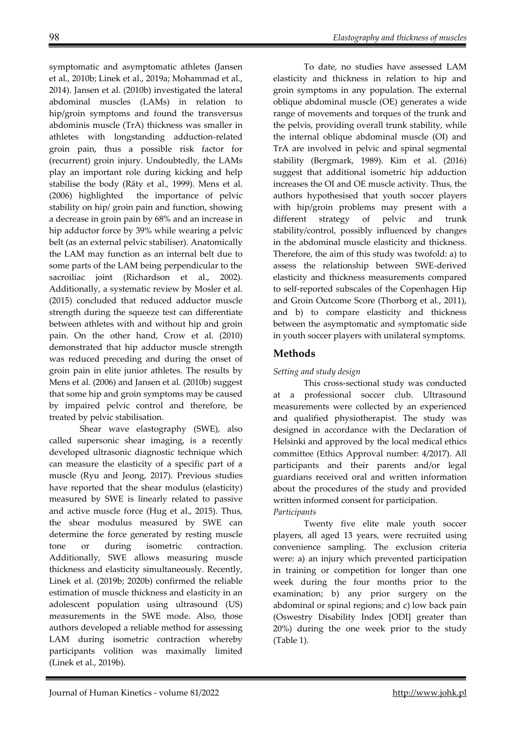symptomatic and asymptomatic athletes (Jansen et al., 2010b; Linek et al., 2019a; Mohammad et al., 2014). Jansen et al. (2010b) investigated the lateral abdominal muscles (LAMs) in relation to hip/groin symptoms and found the transversus abdominis muscle (TrA) thickness was smaller in athletes with longstanding adduction-related groin pain, thus a possible risk factor for (recurrent) groin injury. Undoubtedly, the LAMs play an important role during kicking and help stabilise the body (Räty et al., 1999). Mens et al. (2006) highlighted the importance of pelvic stability on hip/ groin pain and function, showing a decrease in groin pain by 68% and an increase in hip adductor force by 39% while wearing a pelvic belt (as an external pelvic stabiliser). Anatomically the LAM may function as an internal belt due to some parts of the LAM being perpendicular to the sacroiliac joint (Richardson et al., 2002). Additionally, a systematic review by Mosler et al. (2015) concluded that reduced adductor muscle strength during the squeeze test can differentiate between athletes with and without hip and groin pain. On the other hand, Crow et al. (2010) demonstrated that hip adductor muscle strength was reduced preceding and during the onset of groin pain in elite junior athletes. The results by Mens et al. (2006) and Jansen et al. (2010b) suggest that some hip and groin symptoms may be caused by impaired pelvic control and therefore, be treated by pelvic stabilisation.

Shear wave elastography (SWE), also called supersonic shear imaging, is a recently developed ultrasonic diagnostic technique which can measure the elasticity of a specific part of a muscle (Ryu and Jeong, 2017). Previous studies have reported that the shear modulus (elasticity) measured by SWE is linearly related to passive and active muscle force (Hug et al., 2015). Thus, the shear modulus measured by SWE can determine the force generated by resting muscle tone or during isometric contraction. Additionally, SWE allows measuring muscle thickness and elasticity simultaneously. Recently, Linek et al. (2019b; 2020b) confirmed the reliable estimation of muscle thickness and elasticity in an adolescent population using ultrasound (US) measurements in the SWE mode. Also, those authors developed a reliable method for assessing LAM during isometric contraction whereby participants volition was maximally limited (Linek et al., 2019b).

To date, no studies have assessed LAM elasticity and thickness in relation to hip and groin symptoms in any population. The external oblique abdominal muscle (OE) generates a wide range of movements and torques of the trunk and the pelvis, providing overall trunk stability, while the internal oblique abdominal muscle (OI) and TrA are involved in pelvic and spinal segmental stability (Bergmark, 1989). Kim et al. (2016) suggest that additional isometric hip adduction increases the OI and OE muscle activity. Thus, the authors hypothesised that youth soccer players with hip/groin problems may present with a different strategy of pelvic and trunk stability/control, possibly influenced by changes in the abdominal muscle elasticity and thickness. Therefore, the aim of this study was twofold: a) to assess the relationship between SWE-derived elasticity and thickness measurements compared to self-reported subscales of the Copenhagen Hip and Groin Outcome Score (Thorborg et al., 2011), and b) to compare elasticity and thickness between the asymptomatic and symptomatic side in youth soccer players with unilateral symptoms.

## Methods

*Setting and study design*

This cross-sectional study was conducted at a professional soccer club. Ultrasound measurements were collected by an experienced and qualified physiotherapist. The study was designed in accordance with the Declaration of Helsinki and approved by the local medical ethics committee (Ethics Approval number: 4/2017). All participants and their parents and/or legal guardians received oral and written information about the procedures of the study and provided written informed consent for participation.

*Participants*

Twenty five elite male youth soccer players, all aged 13 years, were recruited using convenience sampling. The exclusion criteria were: a) an injury which prevented participation in training or competition for longer than one week during the four months prior to the examination; b) any prior surgery on the abdominal or spinal regions; and c) low back pain (Oswestry Disability Index [ODI] greater than 20%) during the one week prior to the study (Table 1).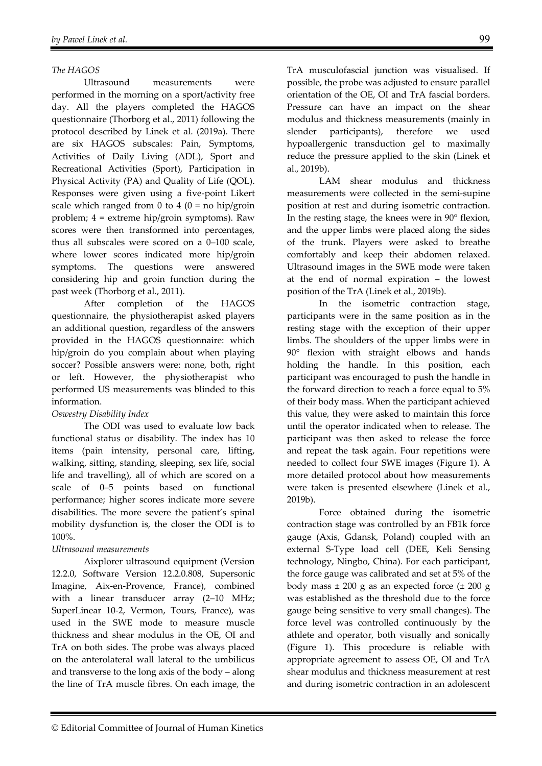### *The HAGOS*

Ultrasound measurements were performed in the morning on a sport/activity free day. All the players completed the HAGOS questionnaire (Thorborg et al., 2011) following the protocol described by Linek et al. (2019a). There are six HAGOS subscales: Pain, Symptoms, Activities of Daily Living (ADL), Sport and Recreational Activities (Sport), Participation in Physical Activity (PA) and Quality of Life (QOL). Responses were given using a five-point Likert scale which ranged from 0 to 4 (0 = no hip/groin problem; 4 = extreme hip/groin symptoms). Raw scores were then transformed into percentages, thus all subscales were scored on a 0–100 scale, where lower scores indicated more hip/groin symptoms. The questions were answered considering hip and groin function during the past week (Thorborg et al., 2011).

After completion of the HAGOS questionnaire, the physiotherapist asked players an additional question, regardless of the answers provided in the HAGOS questionnaire: which hip/groin do you complain about when playing soccer? Possible answers were: none, both, right or left. However, the physiotherapist who performed US measurements was blinded to this information.

### *Oswestry Disability Index*

The ODI was used to evaluate low back functional status or disability. The index has 10 items (pain intensity, personal care, lifting, walking, sitting, standing, sleeping, sex life, social life and travelling), all of which are scored on a scale of 0–5 points based on functional performance; higher scores indicate more severe disabilities. The more severe the patient's spinal mobility dysfunction is, the closer the ODI is to 100%.

### *Ultrasound measurements*

Aixplorer ultrasound equipment (Version 12.2.0, Software Version 12.2.0.808, Supersonic Imagine, Aix-en-Provence, France), combined with a linear transducer array (2–10 MHz; SuperLinear 10-2, Vermon, Tours, France), was used in the SWE mode to measure muscle thickness and shear modulus in the OE, OI and TrA on both sides. The probe was always placed on the anterolateral wall lateral to the umbilicus and transverse to the long axis of the body – along the line of TrA muscle fibres. On each image, the TrA musculofascial junction was visualised. If possible, the probe was adjusted to ensure parallel orientation of the OE, OI and TrA fascial borders. Pressure can have an impact on the shear modulus and thickness measurements (mainly in slender participants), therefore we used hypoallergenic transduction gel to maximally reduce the pressure applied to the skin (Linek et al., 2019b).

LAM shear modulus and thickness measurements were collected in the semi-supine position at rest and during isometric contraction. In the resting stage, the knees were in 90° flexion, and the upper limbs were placed along the sides of the trunk. Players were asked to breathe comfortably and keep their abdomen relaxed. Ultrasound images in the SWE mode were taken at the end of normal expiration – the lowest position of the TrA (Linek et al., 2019b).

In the isometric contraction stage, participants were in the same position as in the resting stage with the exception of their upper limbs. The shoulders of the upper limbs were in 90° flexion with straight elbows and hands holding the handle. In this position, each participant was encouraged to push the handle in the forward direction to reach a force equal to 5% of their body mass. When the participant achieved this value, they were asked to maintain this force until the operator indicated when to release. The participant was then asked to release the force and repeat the task again. Four repetitions were needed to collect four SWE images (Figure 1). A more detailed protocol about how measurements were taken is presented elsewhere (Linek et al., 2019b).

Force obtained during the isometric contraction stage was controlled by an FB1k force gauge (Axis, Gdansk, Poland) coupled with an external S-Type load cell (DEE, Keli Sensing technology, Ningbo, China). For each participant, the force gauge was calibrated and set at 5% of the body mass ± 200 g as an expected force (± 200 g was established as the threshold due to the force gauge being sensitive to very small changes). The force level was controlled continuously by the athlete and operator, both visually and sonically (Figure 1). This procedure is reliable with appropriate agreement to assess OE, OI and TrA shear modulus and thickness measurement at rest and during isometric contraction in an adolescent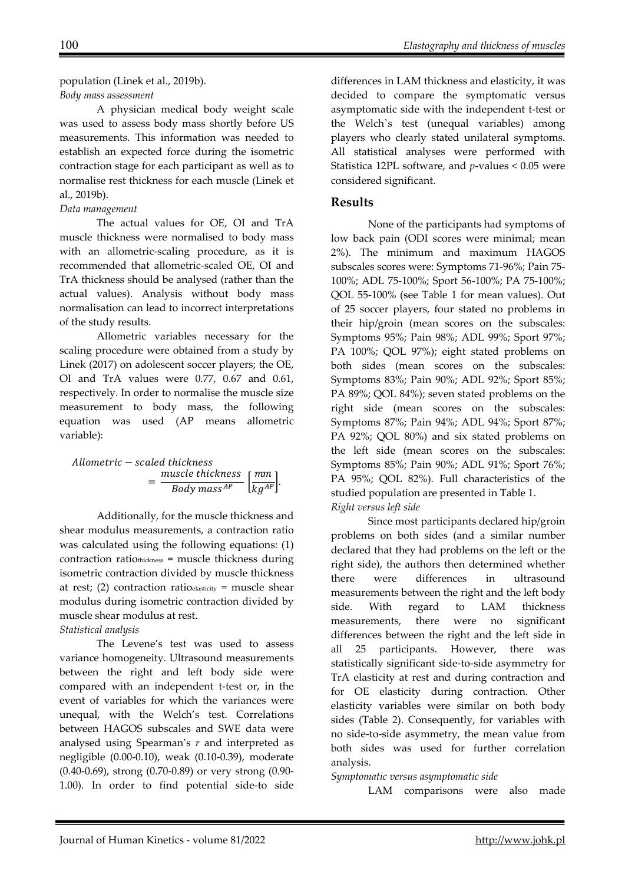population (Linek et al., 2019b).

*Body mass assessment*

A physician medical body weight scale was used to assess body mass shortly before US measurements. This information was needed to establish an expected force during the isometric contraction stage for each participant as well as to normalise rest thickness for each muscle (Linek et al., 2019b).

*Data management*

The actual values for OE, OI and TrA muscle thickness were normalised to body mass with an allometric-scaling procedure, as it is recommended that allometric-scaled OE, OI and TrA thickness should be analysed (rather than the actual values). Analysis without body mass normalisation can lead to incorrect interpretations of the study results.

Allometric variables necessary for the scaling procedure were obtained from a study by Linek (2017) on adolescent soccer players; the OE, OI and TrA values were 0.77, 0.67 and 0.61, respectively. In order to normalise the muscle size measurement to body mass, the following equation was used (AP means allometric variable):

$$Allometric - scaled\ thickness = \frac{muscle\ thickness}{Body\ mass^{AP}} \left[\frac{mm}{kg^{AP}}\right].$$

Additionally, for the muscle thickness and shear modulus measurements, a contraction ratio was calculated using the following equations: (1) contraction $ratio_{thickness}$ = muscle thickness during isometric contraction divided by muscle thickness at rest; (2) contraction $ratio_{elasticity}$ = muscle shear modulus during isometric contraction divided by muscle shear modulus at rest.

*Statistical analysis*

The Levene's test was used to assess variance homogeneity. Ultrasound measurements between the right and left body side were compared with an independent t-test or, in the event of variables for which the variances were unequal, with the Welch's test. Correlations between HAGOS subscales and SWE data were analysed using Spearman's *r* and interpreted as negligible (0.00-0.10), weak (0.10-0.39), moderate (0.40-0.69), strong (0.70-0.89) or very strong (0.90-1.00). In order to find potential side-to side differences in LAM thickness and elasticity, it was decided to compare the symptomatic versus asymptomatic side with the independent t-test or the Welch`s test (unequal variables) among players who clearly stated unilateral symptoms. All statistical analyses were performed with Statistica 12PL software, and *p*-values < 0.05 were considered significant.

## Results

None of the participants had symptoms of low back pain (ODI scores were minimal; mean 2%). The minimum and maximum HAGOS subscales scores were: Symptoms 71-96%; Pain 75-100%; ADL 75-100%; Sport 56-100%; PA 75-100%; QOL 55-100% (see Table 1 for mean values). Out of 25 soccer players, four stated no problems in their hip/groin (mean scores on the subscales: Symptoms 95%; Pain 98%; ADL 99%; Sport 97%; PA 100%; QOL 97%); eight stated problems on both sides (mean scores on the subscales: Symptoms 83%; Pain 90%; ADL 92%; Sport 85%; PA 89%; QOL 84%); seven stated problems on the right side (mean scores on the subscales: Symptoms 87%; Pain 94%; ADL 94%; Sport 87%; PA 92%; QOL 80%) and six stated problems on the left side (mean scores on the subscales: Symptoms 85%; Pain 90%; ADL 91%; Sport 76%; PA 95%; QOL 82%). Full characteristics of the studied population are presented in Table 1.

*Right versus left side*

Since most participants declared hip/groin problems on both sides (and a similar number declared that they had problems on the left or the right side), the authors then determined whether there were differences in ultrasound measurements between the right and the left body side. With regard to LAM thickness measurements, there were no significant differences between the right and the left side in all 25 participants. However, there was statistically significant side-to-side asymmetry for TrA elasticity at rest and during contraction and for OE elasticity during contraction. Other elasticity variables were similar on both body sides (Table 2). Consequently, for variables with no side-to-side asymmetry, the mean value from both sides was used for further correlation analysis.

*Symptomatic versus asymptomatic side*

LAM comparisons were also made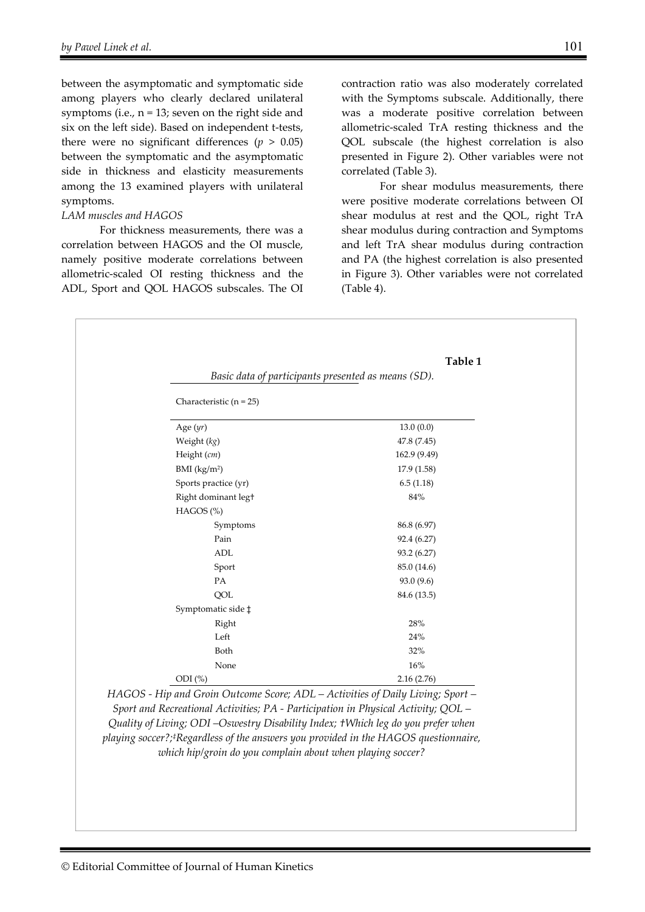between the asymptomatic and symptomatic side among players who clearly declared unilateral symptoms (i.e., n = 13; seven on the right side and six on the left side). Based on independent t-tests, there were no significant differences ($p > 0.05$) between the symptomatic and the asymptomatic side in thickness and elasticity measurements among the 13 examined players with unilateral symptoms.

*LAM muscles and HAGOS*

For thickness measurements, there was a correlation between HAGOS and the OI muscle, namely positive moderate correlations between allometric-scaled OI resting thickness and the ADL, Sport and QOL HAGOS subscales. The OI contraction ratio was also moderately correlated with the Symptoms subscale. Additionally, there was a moderate positive correlation between allometric-scaled TrA resting thickness and the QOL subscale (the highest correlation is also presented in Figure 2). Other variables were not correlated (Table 3).

For shear modulus measurements, there were positive moderate correlations between OI shear modulus at rest and the QOL, right TrA shear modulus during contraction and Symptoms and left TrA shear modulus during contraction and PA (the highest correlation is also presented in Figure 3). Other variables were not correlated (Table 4).

**Table 1**

*Basic data of participants presented as means (SD).*

| Characteristic (n = 25) | |
|---|---|
| Age (*yr*) | 13.0 (0.0) |
| Weight (*kg*) | 47.8 (7.45) |
| Height (*cm*) | 162.9 (9.49) |
| BMI (kg/m²) | 17.9 (1.58) |
| Sports practice (yr) | 6.5 (1.18) |
| Right dominant leg† | 84% |
| HAGOS (%) | |
| Symptoms | 86.8 (6.97) |
| Pain | 92.4 (6.27) |
| ADL | 93.2 (6.27) |
| Sport | 85.0 (14.6) |
| PA | 93.0 (9.6) |
| QOL | 84.6 (13.5) |
| Symptomatic side ‡ | |
| Right | 28% |
| Left | 24% |
| Both | 32% |
| None | 16% |
| ODI (%) | 2.16 (2.76) |

*HAGOS - Hip and Groin Outcome Score; ADL – Activities of Daily Living; Sport – Sport and Recreational Activities; PA - Participation in Physical Activity; QOL – Quality of Living; ODI –Oswestry Disability Index; †Which leg do you prefer when playing soccer?;‡Regardless of the answers you provided in the HAGOS questionnaire, which hip/groin do you complain about when playing soccer?*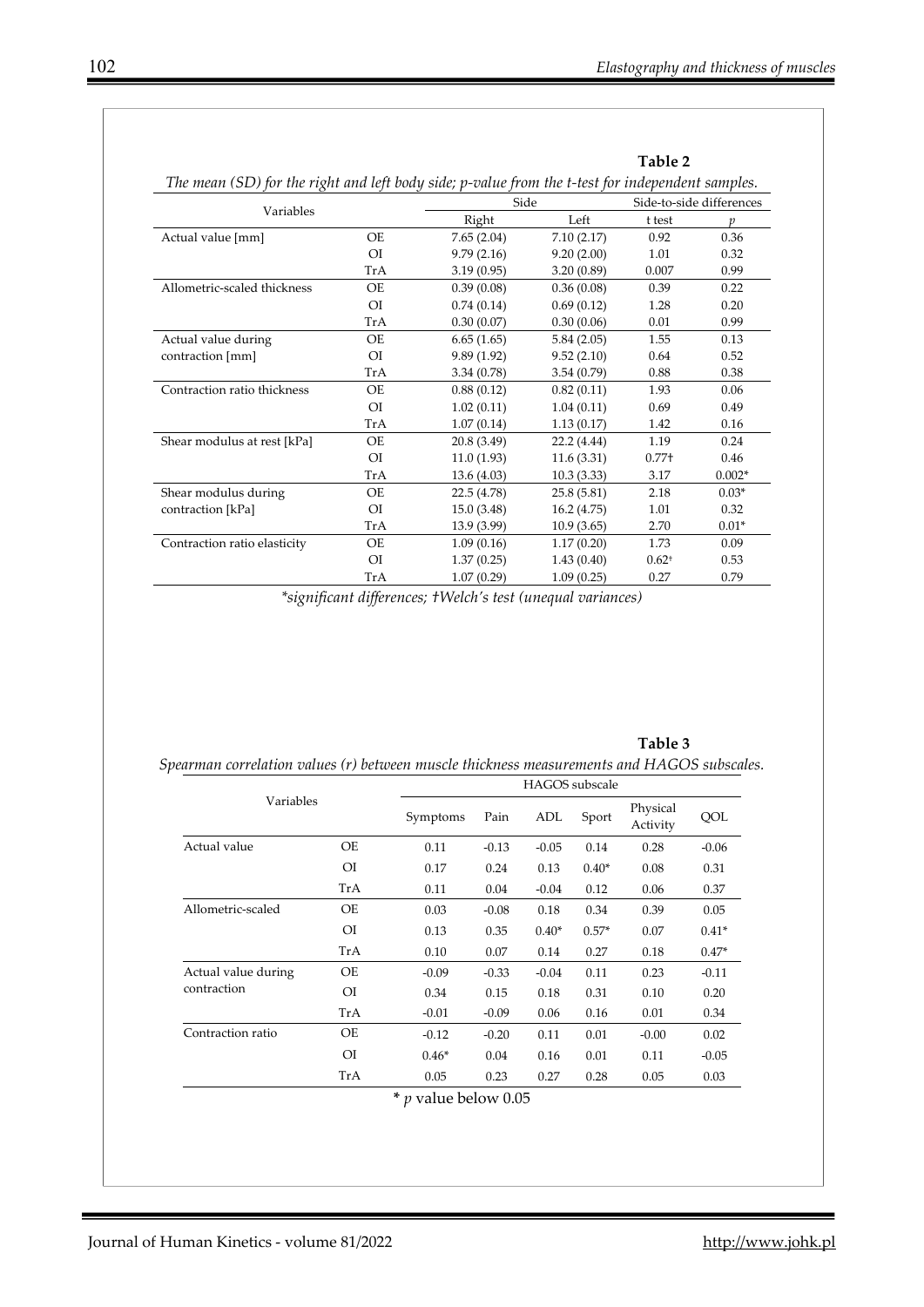**Table 2**

*The mean (SD) for the right and left body side; p-value from the t-test for independent samples.*

| Variables | | Side | | Side-to-side differences | |
|---|---|---|---|---|---|
| | | Right | Left | t test | *p* |
| Actual value [mm] | OE | 7.65 (2.04) | 7.10 (2.17) | 0.92 | 0.36 |
| | OI | 9.79 (2.16) | 9.20 (2.00) | 1.01 | 0.32 |
| | TrA | 3.19 (0.95) | 3.20 (0.89) | 0.007 | 0.99 |
| Allometric-scaled thickness | OE | 0.39 (0.08) | 0.36 (0.08) | 0.39 | 0.22 |
| | OI | 0.74 (0.14) | 0.69 (0.12) | 1.28 | 0.20 |
| | TrA | 0.30 (0.07) | 0.30 (0.06) | 0.01 | 0.99 |
| Actual value during contraction [mm] | OE | 6.65 (1.65) | 5.84 (2.05) | 1.55 | 0.13 |
| | OI | 9.89 (1.92) | 9.52 (2.10) | 0.64 | 0.52 |
| | TrA | 3.34 (0.78) | 3.54 (0.79) | 0.88 | 0.38 |
| Contraction ratio thickness | OE | 0.88 (0.12) | 0.82 (0.11) | 1.93 | 0.06 |
| | OI | 1.02 (0.11) | 1.04 (0.11) | 0.69 | 0.49 |
| | TrA | 1.07 (0.14) | 1.13 (0.17) | 1.42 | 0.16 |
| Shear modulus at rest [kPa] | OE | 20.8 (3.49) | 22.2 (4.44) | 1.19 | 0.24 |
| | OI | 11.0 (1.93) | 11.6 (3.31) | 0.77† | 0.46 |
| | TrA | 13.6 (4.03) | 10.3 (3.33) | 3.17 | 0.002* |
| Shear modulus during contraction [kPa] | OE | 22.5 (4.78) | 25.8 (5.81) | 2.18 | 0.03* |
| | OI | 15.0 (3.48) | 16.2 (4.75) | 1.01 | 0.32 |
| | TrA | 13.9 (3.99) | 10.9 (3.65) | 2.70 | 0.01* |
| Contraction ratio elasticity | OE | 1.09 (0.16) | 1.17 (0.20) | 1.73 | 0.09 |
| | OI | 1.37 (0.25) | 1.43 (0.40) | 0.62† | 0.53 |
| | TrA | 1.07 (0.29) | 1.09 (0.25) | 0.27 | 0.79 |

*\*significant differences; †Welch's test (unequal variances)*

**Table 3**

*Spearman correlation values (r) between muscle thickness measurements and HAGOS subscales.*

| Variables | | HAGOS subscale | | | | | |
|---|---|---|---|---|---|---|---|
| | | Symptoms | Pain | ADL | Sport | Physical Activity | QOL |
| Actual value | OE | 0.11 | -0.13 | -0.05 | 0.14 | 0.28 | -0.06 |
| | OI | 0.17 | 0.24 | 0.13 | 0.40* | 0.08 | 0.31 |
| | TrA | 0.11 | 0.04 | -0.04 | 0.12 | 0.06 | 0.37 |
| Allometric-scaled | OE | 0.03 | -0.08 | 0.18 | 0.34 | 0.39 | 0.05 |
| | OI | 0.13 | 0.35 | 0.40* | 0.57* | 0.07 | 0.41* |
| | TrA | 0.10 | 0.07 | 0.14 | 0.27 | 0.18 | 0.47* |
| Actual value during contraction | OE | -0.09 | -0.33 | -0.04 | 0.11 | 0.23 | -0.11 |
| | OI | 0.34 | 0.15 | 0.18 | 0.31 | 0.10 | 0.20 |
| | TrA | -0.01 | -0.09 | 0.06 | 0.16 | 0.01 | 0.34 |
| Contraction ratio | OE | -0.12 | -0.20 | 0.11 | 0.01 | -0.00 | 0.02 |
| | OI | 0.46* | 0.04 | 0.16 | 0.01 | 0.11 | -0.05 |
| | TrA | 0.05 | 0.23 | 0.27 | 0.28 | 0.05 | 0.03 |

\* *p* value below 0.05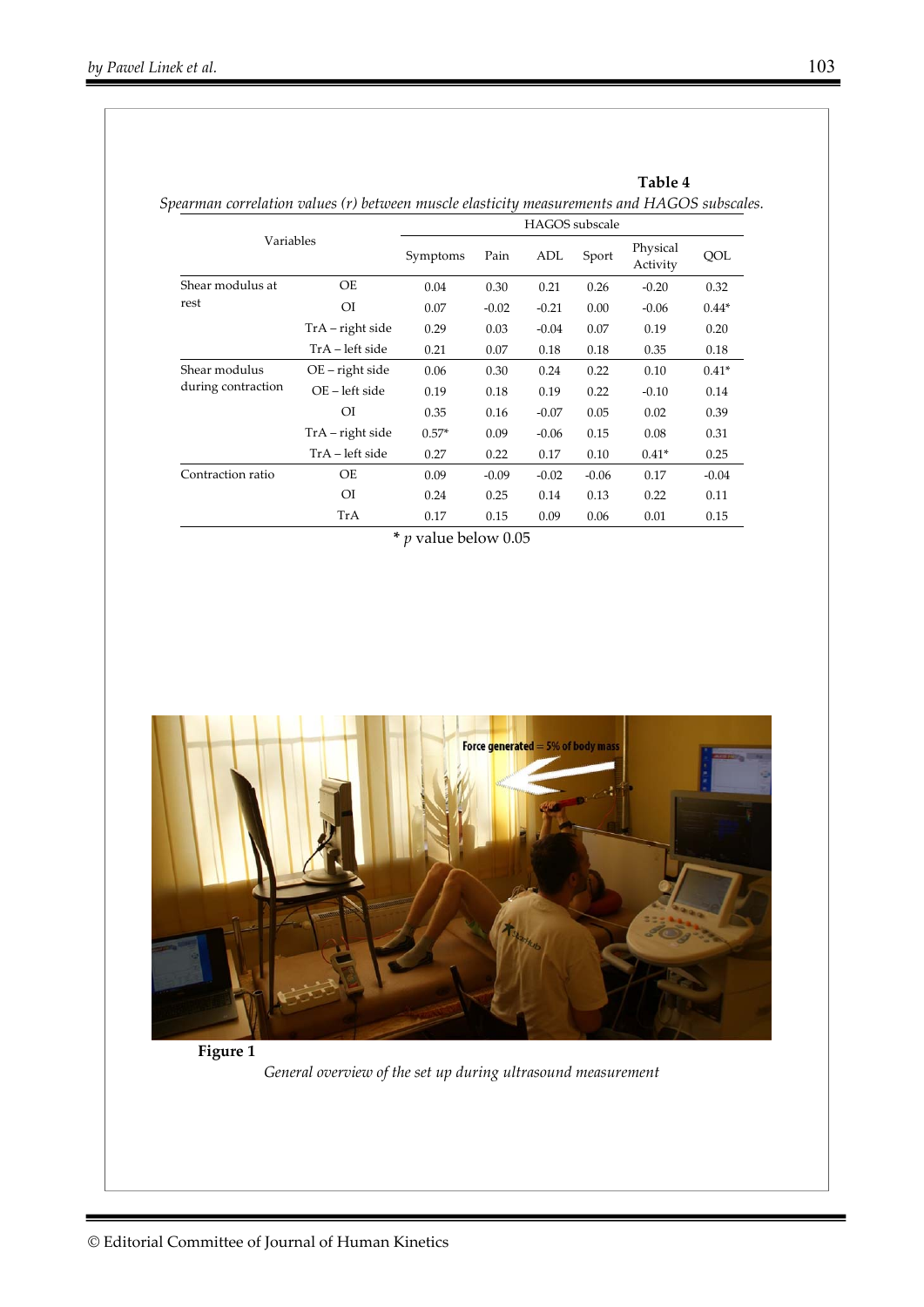**Table 4**

*Spearman correlation values (r) between muscle elasticity measurements and HAGOS subscales.*

| Variables | | HAGOS subscale | | | | | |
|---|---|---|---|---|---|---|---|
| | | Symptoms | Pain | ADL | Sport | Physical Activity | QOL |
| Shear modulus at rest | OE | 0.04 | 0.30 | 0.21 | 0.26 | -0.20 | 0.32 |
| | OI | 0.07 | -0.02 | -0.21 | 0.00 | -0.06 | 0.44* |
| | TrA – right side | 0.29 | 0.03 | -0.04 | 0.07 | 0.19 | 0.20 |
| | TrA – left side | 0.21 | 0.07 | 0.18 | 0.18 | 0.35 | 0.18 |
| Shear modulus during contraction | OE – right side | 0.06 | 0.30 | 0.24 | 0.22 | 0.10 | 0.41* |
| | OE – left side | 0.19 | 0.18 | 0.19 | 0.22 | -0.10 | 0.14 |
| | OI | 0.35 | 0.16 | -0.07 | 0.05 | 0.02 | 0.39 |
| | TrA – right side | 0.57* | 0.09 | -0.06 | 0.15 | 0.08 | 0.31 |
| | TrA – left side | 0.27 | 0.22 | 0.17 | 0.10 | 0.41* | 0.25 |
| Contraction ratio | OE | 0.09 | -0.09 | -0.02 | -0.06 | 0.17 | -0.04 |
| | OI | 0.24 | 0.25 | 0.14 | 0.13 | 0.22 | 0.11 |
| | TrA | 0.17 | 0.15 | 0.09 | 0.06 | 0.01 | 0.15 |

\* $p$ value below 0.05

**Figure 1**

*General overview of the set up during ultrasound measurement*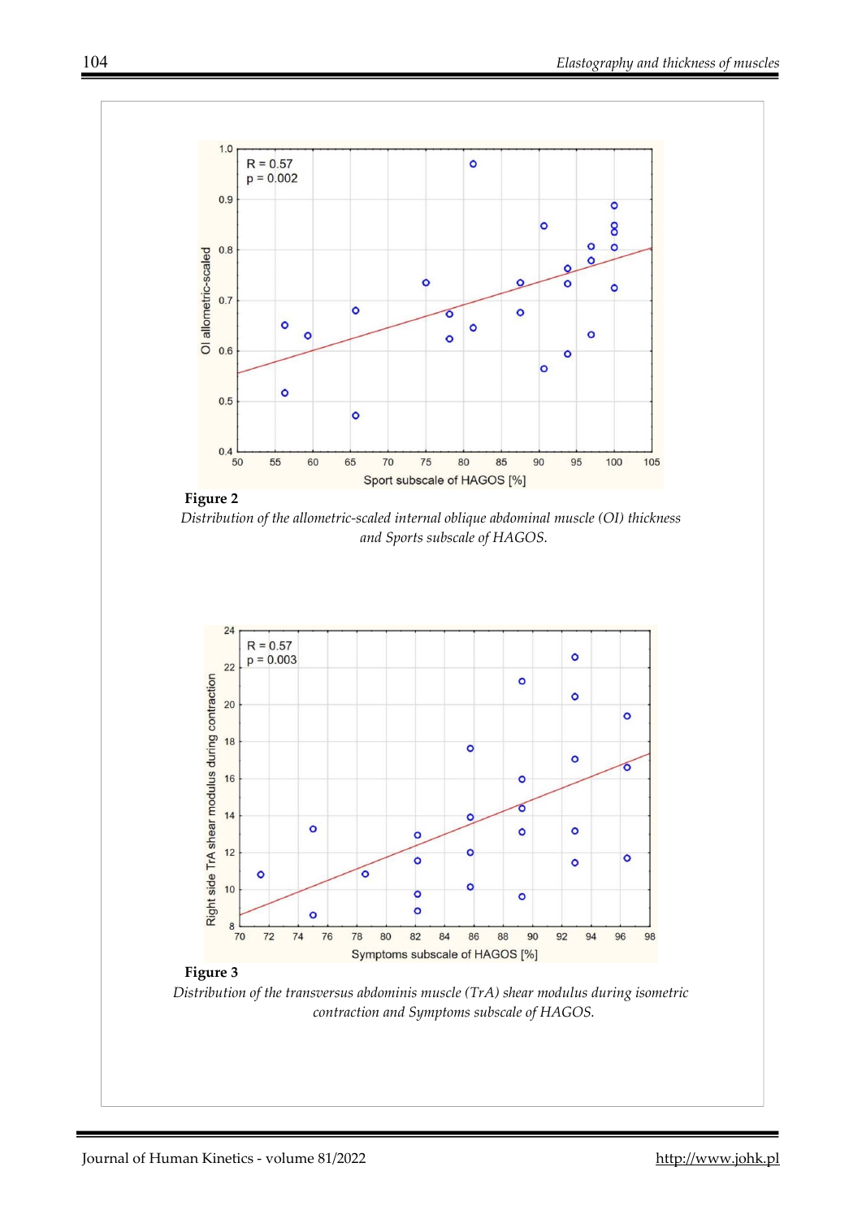**Figure 2**

*Distribution of the allometric-scaled internal oblique abdominal muscle (OI) thickness and Sports subscale of HAGOS.*

**Figure 3**

*Distribution of the transversus abdominis muscle (TrA) shear modulus during isometric contraction and Symptoms subscale of HAGOS.*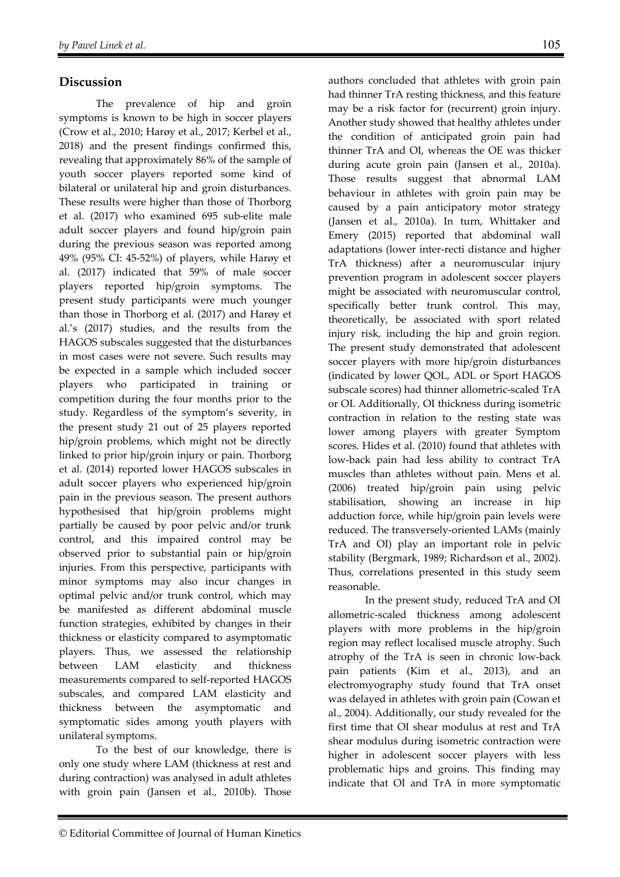## Discussion

The prevalence of hip and groin symptoms is known to be high in soccer players (Crow et al., 2010; Harøy et al., 2017; Kerbel et al., 2018) and the present findings confirmed this, revealing that approximately 86% of the sample of youth soccer players reported some kind of bilateral or unilateral hip and groin disturbances. These results were higher than those of Thorborg et al. (2017) who examined 695 sub-elite male adult soccer players and found hip/groin pain during the previous season was reported among 49% (95% CI: 45-52%) of players, while Harøy et al. (2017) indicated that 59% of male soccer players reported hip/groin symptoms. The present study participants were much younger than those in Thorborg et al. (2017) and Harøy et al.'s (2017) studies, and the results from the HAGOS subscales suggested that the disturbances in most cases were not severe. Such results may be expected in a sample which included soccer players who participated in training or competition during the four months prior to the study. Regardless of the symptom's severity, in the present study 21 out of 25 players reported hip/groin problems, which might not be directly linked to prior hip/groin injury or pain. Thorborg et al. (2014) reported lower HAGOS subscales in adult soccer players who experienced hip/groin pain in the previous season. The present authors hypothesised that hip/groin problems might partially be caused by poor pelvic and/or trunk control, and this impaired control may be observed prior to substantial pain or hip/groin injuries. From this perspective, participants with minor symptoms may also incur changes in optimal pelvic and/or trunk control, which may be manifested as different abdominal muscle function strategies, exhibited by changes in their thickness or elasticity compared to asymptomatic players. Thus, we assessed the relationship between LAM elasticity and thickness measurements compared to self-reported HAGOS subscales, and compared LAM elasticity and thickness between the asymptomatic and symptomatic sides among youth players with unilateral symptoms.

To the best of our knowledge, there is only one study where LAM (thickness at rest and during contraction) was analysed in adult athletes with groin pain (Jansen et al., 2010b). Those authors concluded that athletes with groin pain had thinner TrA resting thickness, and this feature may be a risk factor for (recurrent) groin injury. Another study showed that healthy athletes under the condition of anticipated groin pain had thinner TrA and OI, whereas the OE was thicker during acute groin pain (Jansen et al., 2010a). Those results suggest that abnormal LAM behaviour in athletes with groin pain may be caused by a pain anticipatory motor strategy (Jansen et al., 2010a). In turn, Whittaker and Emery (2015) reported that abdominal wall adaptations (lower inter-recti distance and higher TrA thickness) after a neuromuscular injury prevention program in adolescent soccer players might be associated with neuromuscular control, specifically better trunk control. This may, theoretically, be associated with sport related injury risk, including the hip and groin region. The present study demonstrated that adolescent soccer players with more hip/groin disturbances (indicated by lower QOL, ADL or Sport HAGOS subscale scores) had thinner allometric-scaled TrA or OI. Additionally, OI thickness during isometric contraction in relation to the resting state was lower among players with greater Symptom scores. Hides et al. (2010) found that athletes with low-back pain had less ability to contract TrA muscles than athletes without pain. Mens et al. (2006) treated hip/groin pain using pelvic stabilisation, showing an increase in hip adduction force, while hip/groin pain levels were reduced. The transversely-oriented LAMs (mainly TrA and OI) play an important role in pelvic stability (Bergmark, 1989; Richardson et al., 2002). Thus, correlations presented in this study seem reasonable.

In the present study, reduced TrA and OI allometric-scaled thickness among adolescent players with more problems in the hip/groin region may reflect localised muscle atrophy. Such atrophy of the TrA is seen in chronic low-back pain patients (Kim et al., 2013), and an electromyography study found that TrA onset was delayed in athletes with groin pain (Cowan et al., 2004). Additionally, our study revealed for the first time that OI shear modulus at rest and TrA shear modulus during isometric contraction were higher in adolescent soccer players with less problematic hips and groins. This finding may indicate that OI and TrA in more symptomatic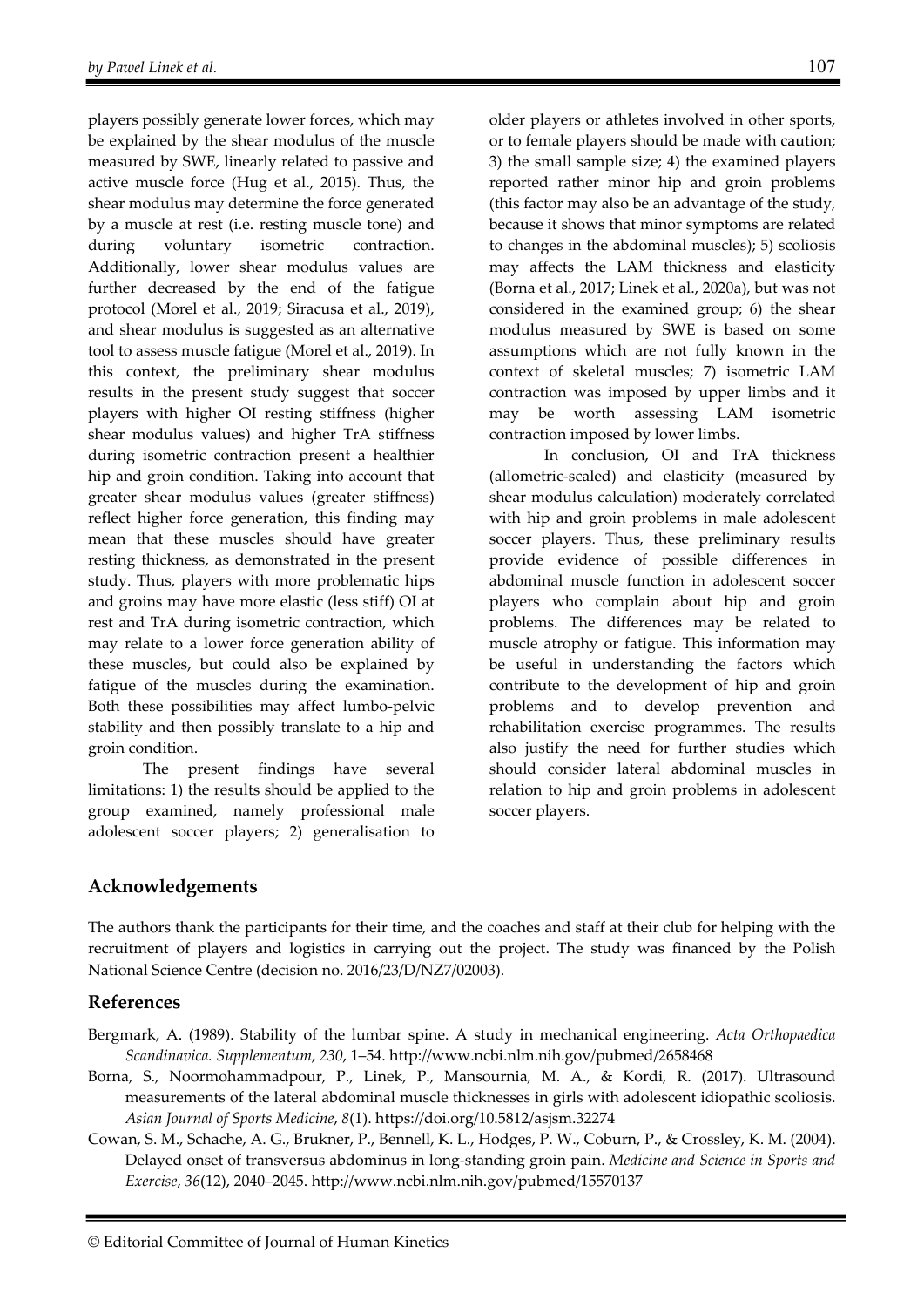players possibly generate lower forces, which may be explained by the shear modulus of the muscle measured by SWE, linearly related to passive and active muscle force (Hug et al., 2015). Thus, the shear modulus may determine the force generated by a muscle at rest (i.e. resting muscle tone) and during voluntary isometric contraction. Additionally, lower shear modulus values are further decreased by the end of the fatigue protocol (Morel et al., 2019; Siracusa et al., 2019), and shear modulus is suggested as an alternative tool to assess muscle fatigue (Morel et al., 2019). In this context, the preliminary shear modulus results in the present study suggest that soccer players with higher OI resting stiffness (higher shear modulus values) and higher TrA stiffness during isometric contraction present a healthier hip and groin condition. Taking into account that greater shear modulus values (greater stiffness) reflect higher force generation, this finding may mean that these muscles should have greater resting thickness, as demonstrated in the present study. Thus, players with more problematic hips and groins may have more elastic (less stiff) OI at rest and TrA during isometric contraction, which may relate to a lower force generation ability of these muscles, but could also be explained by fatigue of the muscles during the examination. Both these possibilities may affect lumbo-pelvic stability and then possibly translate to a hip and groin condition.

The present findings have several limitations: 1) the results should be applied to the group examined, namely professional male adolescent soccer players; 2) generalisation to older players or athletes involved in other sports, or to female players should be made with caution; 3) the small sample size; 4) the examined players reported rather minor hip and groin problems (this factor may also be an advantage of the study, because it shows that minor symptoms are related to changes in the abdominal muscles); 5) scoliosis may affects the LAM thickness and elasticity (Borna et al., 2017; Linek et al., 2020a), but was not considered in the examined group; 6) the shear modulus measured by SWE is based on some assumptions which are not fully known in the context of skeletal muscles; 7) isometric LAM contraction was imposed by upper limbs and it may be worth assessing LAM isometric contraction imposed by lower limbs.

In conclusion, OI and TrA thickness (allometric-scaled) and elasticity (measured by shear modulus calculation) moderately correlated with hip and groin problems in male adolescent soccer players. Thus, these preliminary results provide evidence of possible differences in abdominal muscle function in adolescent soccer players who complain about hip and groin problems. The differences may be related to muscle atrophy or fatigue. This information may be useful in understanding the factors which contribute to the development of hip and groin problems and to develop prevention and rehabilitation exercise programmes. The results also justify the need for further studies which should consider lateral abdominal muscles in relation to hip and groin problems in adolescent soccer players.

## Acknowledgements

The authors thank the participants for their time, and the coaches and staff at their club for helping with the recruitment of players and logistics in carrying out the project. The study was financed by the Polish National Science Centre (decision no. 2016/23/D/NZ7/02003).

## References

Bergmark, A. (1989). Stability of the lumbar spine. A study in mechanical engineering. *Acta Orthopaedica Scandinavica. Supplementum*, *230*, 1–54. http://www.ncbi.nlm.nih.gov/pubmed/2658468

Borna, S., Noormohammadpour, P., Linek, P., Mansournia, M. A., & Kordi, R. (2017). Ultrasound measurements of the lateral abdominal muscle thicknesses in girls with adolescent idiopathic scoliosis. *Asian Journal of Sports Medicine*, *8*(1). https://doi.org/10.5812/asjsm.32274

Cowan, S. M., Schache, A. G., Brukner, P., Bennell, K. L., Hodges, P. W., Coburn, P., & Crossley, K. M. (2004). Delayed onset of transversus abdominus in long-standing groin pain. *Medicine and Science in Sports and Exercise*, *36*(12), 2040–2045. http://www.ncbi.nlm.nih.gov/pubmed/15570137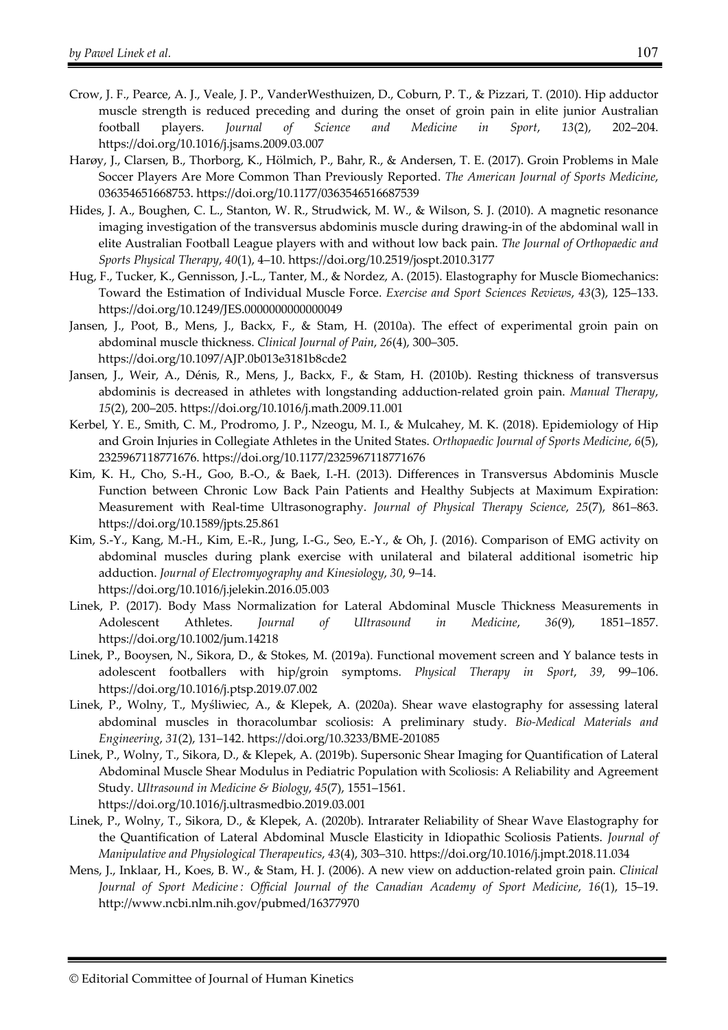Crow, J. F., Pearce, A. J., Veale, J. P., VanderWesthuizen, D., Coburn, P. T., & Pizzari, T. (2010). Hip adductor muscle strength is reduced preceding and during the onset of groin pain in elite junior Australian football players. *Journal of Science and Medicine in Sport*, *13*(2), 202–204. https://doi.org/10.1016/j.jsams.2009.03.007

Harøy, J., Clarsen, B., Thorborg, K., Hölmich, P., Bahr, R., & Andersen, T. E. (2017). Groin Problems in Male Soccer Players Are More Common Than Previously Reported. *The American Journal of Sports Medicine*, 036354651668753. https://doi.org/10.1177/0363546516687539

Hides, J. A., Boughen, C. L., Stanton, W. R., Strudwick, M. W., & Wilson, S. J. (2010). A magnetic resonance imaging investigation of the transversus abdominis muscle during drawing-in of the abdominal wall in elite Australian Football League players with and without low back pain. *The Journal of Orthopaedic and Sports Physical Therapy*, *40*(1), 4–10. https://doi.org/10.2519/jospt.2010.3177

Hug, F., Tucker, K., Gennisson, J.-L., Tanter, M., & Nordez, A. (2015). Elastography for Muscle Biomechanics: Toward the Estimation of Individual Muscle Force. *Exercise and Sport Sciences Reviews*, *43*(3), 125–133. https://doi.org/10.1249/JES.0000000000000049

Jansen, J., Poot, B., Mens, J., Backx, F., & Stam, H. (2010a). The effect of experimental groin pain on abdominal muscle thickness. *Clinical Journal of Pain*, *26*(4), 300–305. https://doi.org/10.1097/AJP.0b013e3181b8cde2

Jansen, J., Weir, A., Dénis, R., Mens, J., Backx, F., & Stam, H. (2010b). Resting thickness of transversus abdominis is decreased in athletes with longstanding adduction-related groin pain. *Manual Therapy*, *15*(2), 200–205. https://doi.org/10.1016/j.math.2009.11.001

Kerbel, Y. E., Smith, C. M., Prodromo, J. P., Nzeogu, M. I., & Mulcahey, M. K. (2018). Epidemiology of Hip and Groin Injuries in Collegiate Athletes in the United States. *Orthopaedic Journal of Sports Medicine*, *6*(5), 2325967118771676. https://doi.org/10.1177/2325967118771676

Kim, K. H., Cho, S.-H., Goo, B.-O., & Baek, I.-H. (2013). Differences in Transversus Abdominis Muscle Function between Chronic Low Back Pain Patients and Healthy Subjects at Maximum Expiration: Measurement with Real-time Ultrasonography. *Journal of Physical Therapy Science*, *25*(7), 861–863. https://doi.org/10.1589/jpts.25.861

Kim, S.-Y., Kang, M.-H., Kim, E.-R., Jung, I.-G., Seo, E.-Y., & Oh, J. (2016). Comparison of EMG activity on abdominal muscles during plank exercise with unilateral and bilateral additional isometric hip adduction. *Journal of Electromyography and Kinesiology*, *30*, 9–14. https://doi.org/10.1016/j.jelekin.2016.05.003

Linek, P. (2017). Body Mass Normalization for Lateral Abdominal Muscle Thickness Measurements in Adolescent Athletes. *Journal of Ultrasound in Medicine*, *36*(9), 1851–1857. https://doi.org/10.1002/jum.14218

Linek, P., Booysen, N., Sikora, D., & Stokes, M. (2019a). Functional movement screen and Y balance tests in adolescent footballers with hip/groin symptoms. *Physical Therapy in Sport*, *39*, 99–106. https://doi.org/10.1016/j.ptsp.2019.07.002

Linek, P., Wolny, T., Myśliwiec, A., & Klepek, A. (2020a). Shear wave elastography for assessing lateral abdominal muscles in thoracolumbar scoliosis: A preliminary study. *Bio-Medical Materials and Engineering*, *31*(2), 131–142. https://doi.org/10.3233/BME-201085

Linek, P., Wolny, T., Sikora, D., & Klepek, A. (2019b). Supersonic Shear Imaging for Quantification of Lateral Abdominal Muscle Shear Modulus in Pediatric Population with Scoliosis: A Reliability and Agreement Study. *Ultrasound in Medicine & Biology*, *45*(7), 1551–1561. https://doi.org/10.1016/j.ultrasmedbio.2019.03.001

Linek, P., Wolny, T., Sikora, D., & Klepek, A. (2020b). Intrarater Reliability of Shear Wave Elastography for the Quantification of Lateral Abdominal Muscle Elasticity in Idiopathic Scoliosis Patients. *Journal of Manipulative and Physiological Therapeutics*, *43*(4), 303–310. https://doi.org/10.1016/j.jmpt.2018.11.034

Mens, J., Inklaar, H., Koes, B. W., & Stam, H. J. (2006). A new view on adduction-related groin pain. *Clinical Journal of Sport Medicine : Official Journal of the Canadian Academy of Sport Medicine*, *16*(1), 15–19. http://www.ncbi.nlm.nih.gov/pubmed/16377970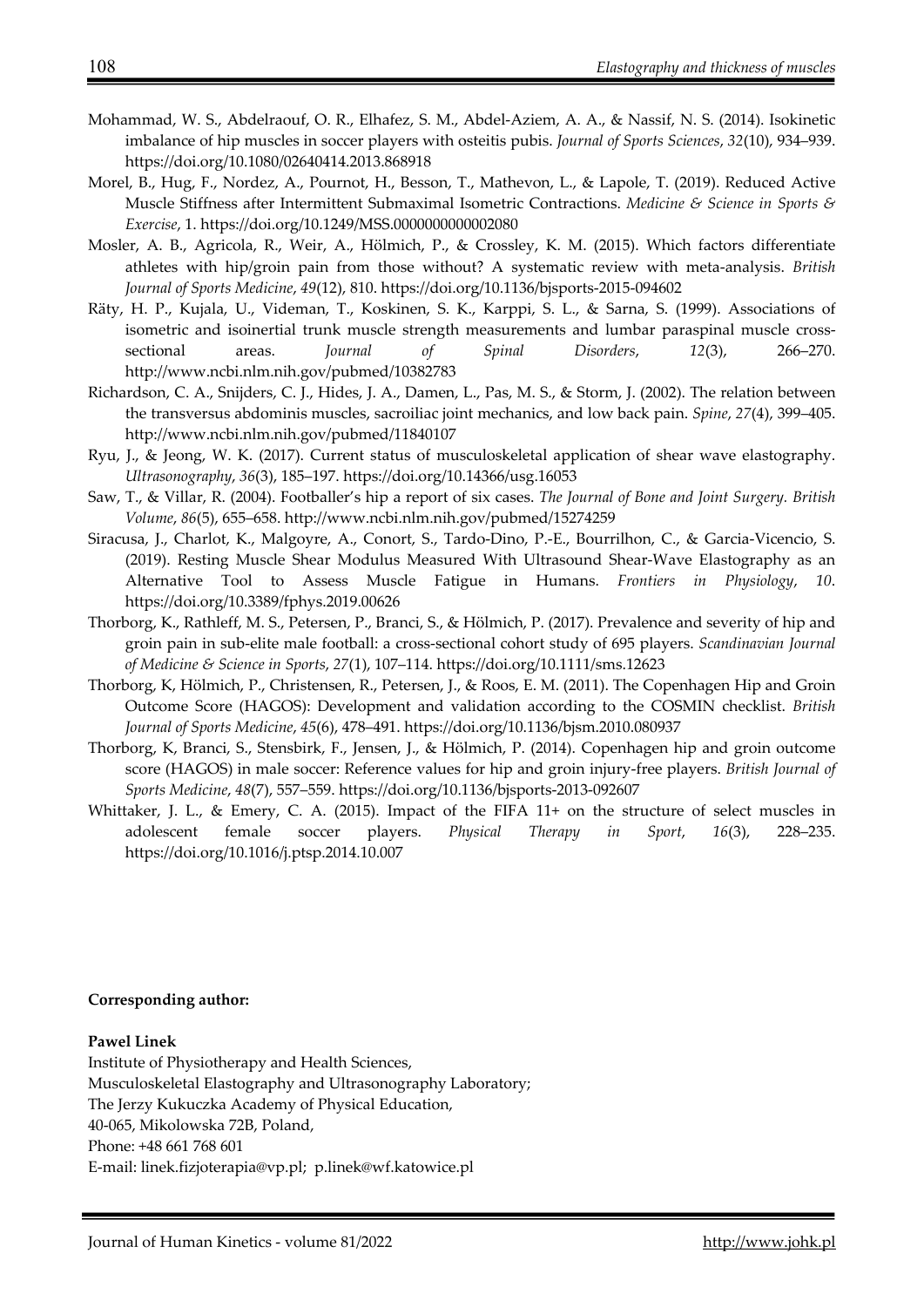Mohammad, W. S., Abdelraouf, O. R., Elhafez, S. M., Abdel-Aziem, A. A., & Nassif, N. S. (2014). Isokinetic imbalance of hip muscles in soccer players with osteitis pubis. *Journal of Sports Sciences*, *32*(10), 934–939. https://doi.org/10.1080/02640414.2013.868918

Morel, B., Hug, F., Nordez, A., Pournot, H., Besson, T., Mathevon, L., & Lapole, T. (2019). Reduced Active Muscle Stiffness after Intermittent Submaximal Isometric Contractions. *Medicine & Science in Sports & Exercise*, 1. https://doi.org/10.1249/MSS.0000000000002080

Mosler, A. B., Agricola, R., Weir, A., Hölmich, P., & Crossley, K. M. (2015). Which factors differentiate athletes with hip/groin pain from those without? A systematic review with meta-analysis. *British Journal of Sports Medicine*, *49*(12), 810. https://doi.org/10.1136/bjsports-2015-094602

Räty, H. P., Kujala, U., Videman, T., Koskinen, S. K., Karppi, S. L., & Sarna, S. (1999). Associations of isometric and isoinertial trunk muscle strength measurements and lumbar paraspinal muscle cross-sectional areas. *Journal of Spinal Disorders*, *12*(3), 266–270. http://www.ncbi.nlm.nih.gov/pubmed/10382783

Richardson, C. A., Snijders, C. J., Hides, J. A., Damen, L., Pas, M. S., & Storm, J. (2002). The relation between the transversus abdominis muscles, sacroiliac joint mechanics, and low back pain. *Spine*, *27*(4), 399–405. http://www.ncbi.nlm.nih.gov/pubmed/11840107

Ryu, J., & Jeong, W. K. (2017). Current status of musculoskeletal application of shear wave elastography. *Ultrasonography*, *36*(3), 185–197. https://doi.org/10.14366/usg.16053

Saw, T., & Villar, R. (2004). Footballer's hip a report of six cases. *The Journal of Bone and Joint Surgery. British Volume*, *86*(5), 655–658. http://www.ncbi.nlm.nih.gov/pubmed/15274259

Siracusa, J., Charlot, K., Malgoyre, A., Conort, S., Tardo-Dino, P.-E., Bourrilhon, C., & Garcia-Vicencio, S. (2019). Resting Muscle Shear Modulus Measured With Ultrasound Shear-Wave Elastography as an Alternative Tool to Assess Muscle Fatigue in Humans. *Frontiers in Physiology*, *10*. https://doi.org/10.3389/fphys.2019.00626

Thorborg, K., Rathleff, M. S., Petersen, P., Branci, S., & Hölmich, P. (2017). Prevalence and severity of hip and groin pain in sub-elite male football: a cross-sectional cohort study of 695 players. *Scandinavian Journal of Medicine & Science in Sports*, *27*(1), 107–114. https://doi.org/10.1111/sms.12623

Thorborg, K, Hölmich, P., Christensen, R., Petersen, J., & Roos, E. M. (2011). The Copenhagen Hip and Groin Outcome Score (HAGOS): Development and validation according to the COSMIN checklist. *British Journal of Sports Medicine*, *45*(6), 478–491. https://doi.org/10.1136/bjsm.2010.080937

Thorborg, K, Branci, S., Stensbirk, F., Jensen, J., & Hölmich, P. (2014). Copenhagen hip and groin outcome score (HAGOS) in male soccer: Reference values for hip and groin injury-free players. *British Journal of Sports Medicine*, *48*(7), 557–559. https://doi.org/10.1136/bjsports-2013-092607

Whittaker, J. L., & Emery, C. A. (2015). Impact of the FIFA 11+ on the structure of select muscles in adolescent female soccer players. *Physical Therapy in Sport*, *16*(3), 228–235. https://doi.org/10.1016/j.ptsp.2014.10.007

**Corresponding author:**

**Pawel Linek**

Institute of Physiotherapy and Health Sciences,
Musculoskeletal Elastography and Ultrasonography Laboratory;
The Jerzy Kukuczka Academy of Physical Education,
40-065, Mikolowska 72B, Poland,
Phone: +48 661 768 601
E-mail: linek.fizjoterapia@vp.pl; p.linek@wf.katowice.pl